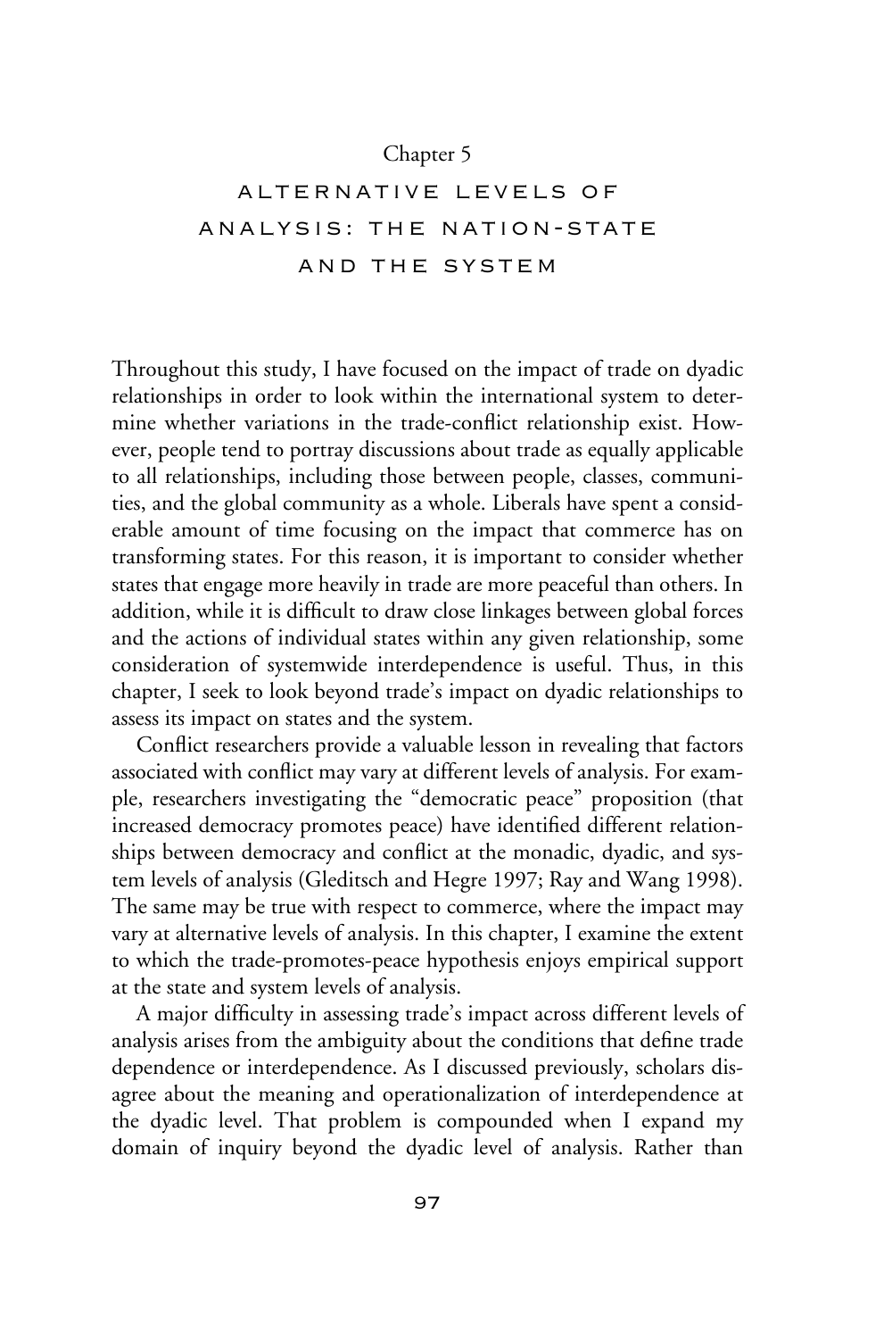Chapter 5

# ALTERNATIVE LEVELS OF ANALYSIS: THE NATION-STATE AND THE SYSTEM

Throughout this study, I have focused on the impact of trade on dyadic relationships in order to look within the international system to determine whether variations in the trade-conflict relationship exist. However, people tend to portray discussions about trade as equally applicable to all relationships, including those between people, classes, communities, and the global community as a whole. Liberals have spent a considerable amount of time focusing on the impact that commerce has on transforming states. For this reason, it is important to consider whether states that engage more heavily in trade are more peaceful than others. In addition, while it is difficult to draw close linkages between global forces and the actions of individual states within any given relationship, some consideration of systemwide interdependence is useful. Thus, in this chapter, I seek to look beyond trade's impact on dyadic relationships to assess its impact on states and the system.

Conflict researchers provide a valuable lesson in revealing that factors associated with conflict may vary at different levels of analysis. For example, researchers investigating the "democratic peace" proposition (that increased democracy promotes peace) have identified different relationships between democracy and conflict at the monadic, dyadic, and system levels of analysis (Gleditsch and Hegre 1997; Ray and Wang 1998). The same may be true with respect to commerce, where the impact may vary at alternative levels of analysis. In this chapter, I examine the extent to which the trade-promotes-peace hypothesis enjoys empirical support at the state and system levels of analysis.

A major difficulty in assessing trade's impact across different levels of analysis arises from the ambiguity about the conditions that define trade dependence or interdependence. As I discussed previously, scholars disagree about the meaning and operationalization of interdependence at the dyadic level. That problem is compounded when I expand my domain of inquiry beyond the dyadic level of analysis. Rather than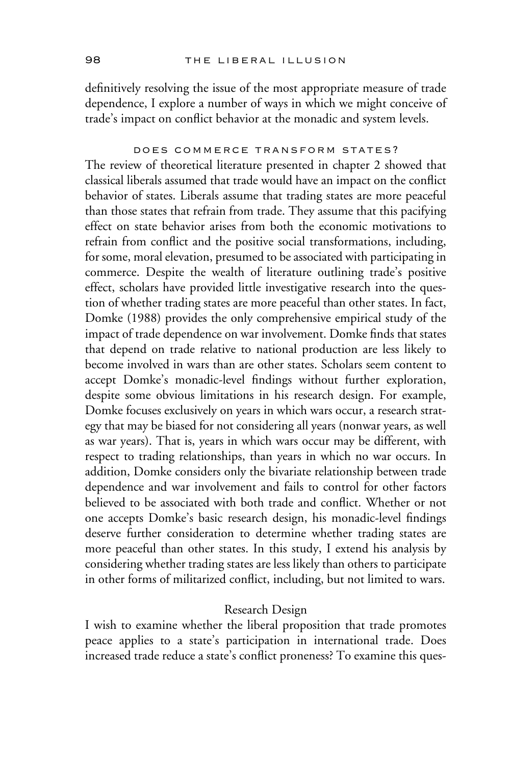definitively resolving the issue of the most appropriate measure of trade dependence, I explore a number of ways in which we might conceive of trade's impact on conflict behavior at the monadic and system levels.

## DOES COMMERCE TRANSFORM STATES?

The review of theoretical literature presented in chapter 2 showed that classical liberals assumed that trade would have an impact on the conflict behavior of states. Liberals assume that trading states are more peaceful than those states that refrain from trade. They assume that this pacifying effect on state behavior arises from both the economic motivations to refrain from conflict and the positive social transformations, including, for some, moral elevation, presumed to be associated with participating in commerce. Despite the wealth of literature outlining trade's positive effect, scholars have provided little investigative research into the question of whether trading states are more peaceful than other states. In fact, Domke (1988) provides the only comprehensive empirical study of the impact of trade dependence on war involvement. Domke finds that states that depend on trade relative to national production are less likely to become involved in wars than are other states. Scholars seem content to accept Domke's monadic-level findings without further exploration, despite some obvious limitations in his research design. For example, Domke focuses exclusively on years in which wars occur, a research strategy that may be biased for not considering all years (nonwar years, as well as war years). That is, years in which wars occur may be different, with respect to trading relationships, than years in which no war occurs. In addition, Domke considers only the bivariate relationship between trade dependence and war involvement and fails to control for other factors believed to be associated with both trade and conflict. Whether or not one accepts Domke's basic research design, his monadic-level findings deserve further consideration to determine whether trading states are more peaceful than other states. In this study, I extend his analysis by considering whether trading states are less likely than others to participate in other forms of militarized conflict, including, but not limited to wars.

### Research Design

I wish to examine whether the liberal proposition that trade promotes peace applies to a state's participation in international trade. Does increased trade reduce a state's conflict proneness? To examine this ques-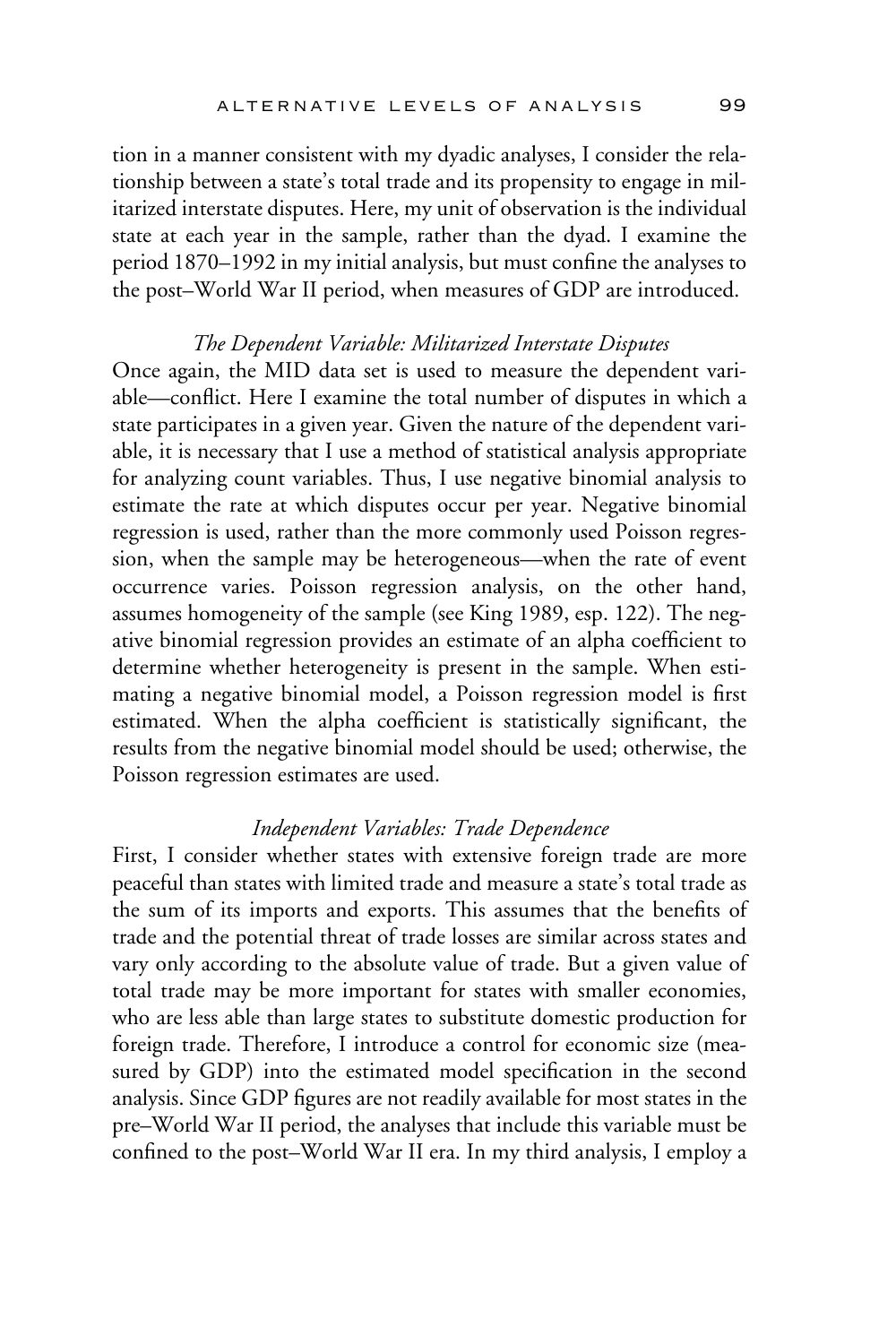tion in a manner consistent with my dyadic analyses, I consider the relationship between a state's total trade and its propensity to engage in militarized interstate disputes. Here, my unit of observation is the individual state at each year in the sample, rather than the dyad. I examine the period 1870–1992 in my initial analysis, but must confine the analyses to the post–World War II period, when measures of GDP are introduced.

### *The Dependent Variable: Militarized Interstate Disputes*

Once again, the MID data set is used to measure the dependent variable—conflict. Here I examine the total number of disputes in which a state participates in a given year. Given the nature of the dependent variable, it is necessary that I use a method of statistical analysis appropriate for analyzing count variables. Thus, I use negative binomial analysis to estimate the rate at which disputes occur per year. Negative binomial regression is used, rather than the more commonly used Poisson regression, when the sample may be heterogeneous—when the rate of event occurrence varies. Poisson regression analysis, on the other hand, assumes homogeneity of the sample (see King 1989, esp. 122). The negative binomial regression provides an estimate of an alpha coefficient to determine whether heterogeneity is present in the sample. When estimating a negative binomial model, a Poisson regression model is first estimated. When the alpha coefficient is statistically significant, the results from the negative binomial model should be used; otherwise, the Poisson regression estimates are used.

### *Independent Variables: Trade Dependence*

First, I consider whether states with extensive foreign trade are more peaceful than states with limited trade and measure a state's total trade as the sum of its imports and exports. This assumes that the benefits of trade and the potential threat of trade losses are similar across states and vary only according to the absolute value of trade. But a given value of total trade may be more important for states with smaller economies, who are less able than large states to substitute domestic production for foreign trade. Therefore, I introduce a control for economic size (measured by GDP) into the estimated model specification in the second analysis. Since GDP figures are not readily available for most states in the pre–World War II period, the analyses that include this variable must be confined to the post–World War II era. In my third analysis, I employ a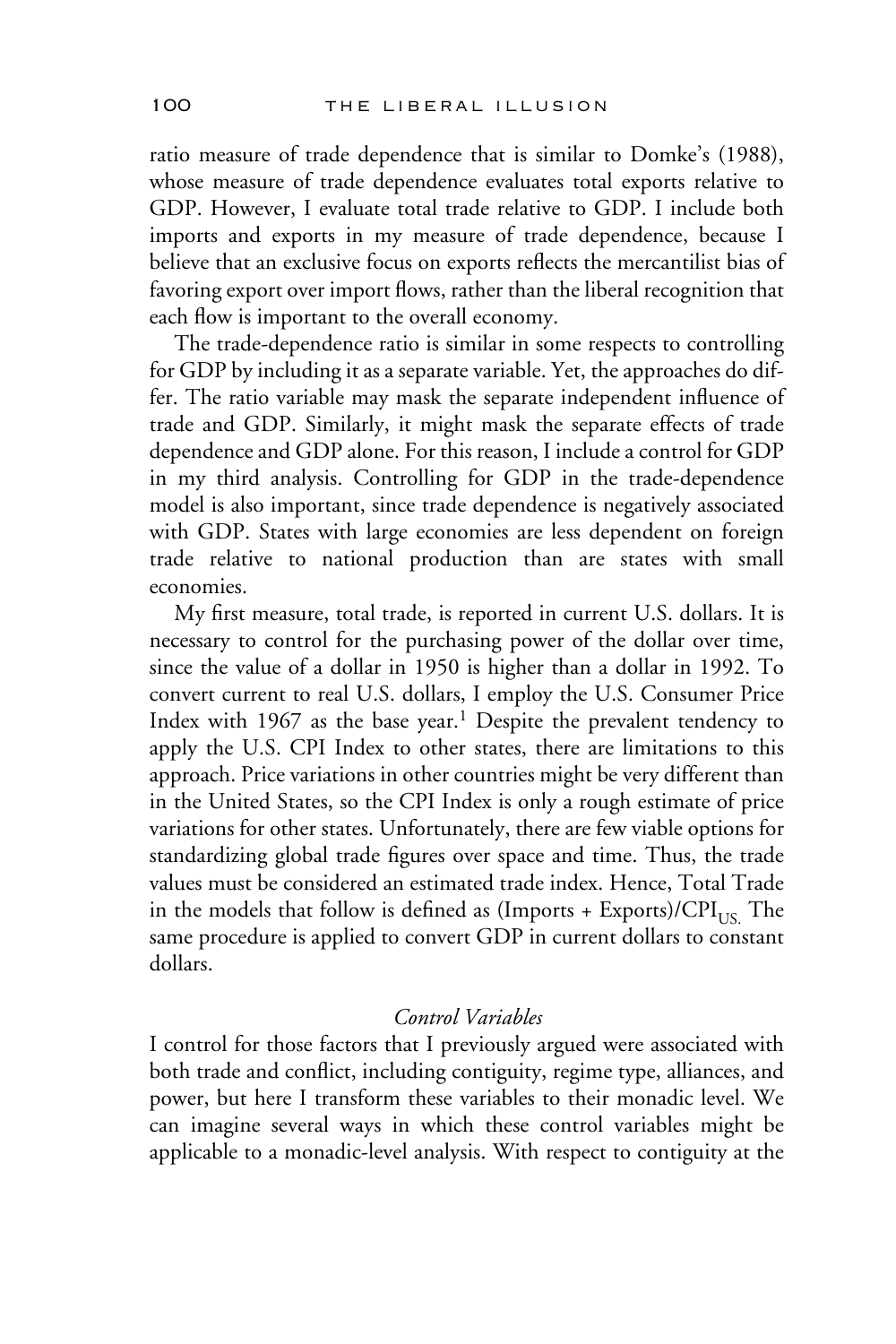ratio measure of trade dependence that is similar to Domke's (1988), whose measure of trade dependence evaluates total exports relative to GDP. However, I evaluate total trade relative to GDP. I include both imports and exports in my measure of trade dependence, because I believe that an exclusive focus on exports reflects the mercantilist bias of favoring export over import flows, rather than the liberal recognition that each flow is important to the overall economy.

The trade-dependence ratio is similar in some respects to controlling for GDP by including it as a separate variable. Yet, the approaches do differ. The ratio variable may mask the separate independent influence of trade and GDP. Similarly, it might mask the separate effects of trade dependence and GDP alone. For this reason, I include a control for GDP in my third analysis. Controlling for GDP in the trade-dependence model is also important, since trade dependence is negatively associated with GDP. States with large economies are less dependent on foreign trade relative to national production than are states with small economies.

My first measure, total trade, is reported in current U.S. dollars. It is necessary to control for the purchasing power of the dollar over time, since the value of a dollar in 1950 is higher than a dollar in 1992. To convert current to real U.S. dollars, I employ the U.S. Consumer Price Index with 1967 as the base year.[1] Despite the prevalent tendency to apply the U.S. CPI Index to other states, there are limitations to this approach. Price variations in other countries might be very different than in the United States, so the CPI Index is only a rough estimate of price variations for other states. Unfortunately, there are few viable options for standardizing global trade figures over space and time. Thus, the trade values must be considered an estimated trade index. Hence, Total Trade in the models that follow is defined as (Imports + Exports)/$CPI_{US.}$ The same procedure is applied to convert GDP in current dollars to constant dollars.

### *Control Variables*

I control for those factors that I previously argued were associated with both trade and conflict, including contiguity, regime type, alliances, and power, but here I transform these variables to their monadic level. We can imagine several ways in which these control variables might be applicable to a monadic-level analysis. With respect to contiguity at the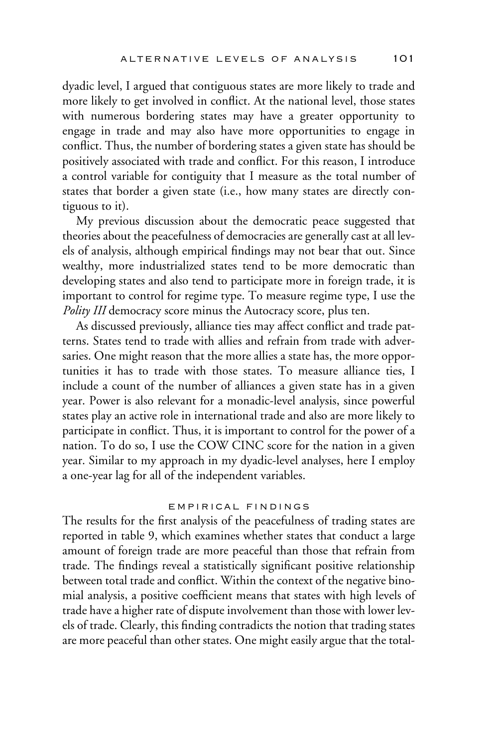dyadic level, I argued that contiguous states are more likely to trade and more likely to get involved in conflict. At the national level, those states with numerous bordering states may have a greater opportunity to engage in trade and may also have more opportunities to engage in conflict. Thus, the number of bordering states a given state has should be positively associated with trade and conflict. For this reason, I introduce a control variable for contiguity that I measure as the total number of states that border a given state (i.e., how many states are directly contiguous to it).

My previous discussion about the democratic peace suggested that theories about the peacefulness of democracies are generally cast at all levels of analysis, although empirical findings may not bear that out. Since wealthy, more industrialized states tend to be more democratic than developing states and also tend to participate more in foreign trade, it is important to control for regime type. To measure regime type, I use the *Polity III* democracy score minus the Autocracy score, plus ten.

As discussed previously, alliance ties may affect conflict and trade patterns. States tend to trade with allies and refrain from trade with adversaries. One might reason that the more allies a state has, the more opportunities it has to trade with those states. To measure alliance ties, I include a count of the number of alliances a given state has in a given year. Power is also relevant for a monadic-level analysis, since powerful states play an active role in international trade and also are more likely to participate in conflict. Thus, it is important to control for the power of a nation. To do so, I use the COW CINC score for the nation in a given year. Similar to my approach in my dyadic-level analyses, here I employ a one-year lag for all of the independent variables.

## EMPIRICAL FINDINGS

The results for the first analysis of the peacefulness of trading states are reported in table 9, which examines whether states that conduct a large amount of foreign trade are more peaceful than those that refrain from trade. The findings reveal a statistically significant positive relationship between total trade and conflict. Within the context of the negative binomial analysis, a positive coefficient means that states with high levels of trade have a higher rate of dispute involvement than those with lower levels of trade. Clearly, this finding contradicts the notion that trading states are more peaceful than other states. One might easily argue that the total-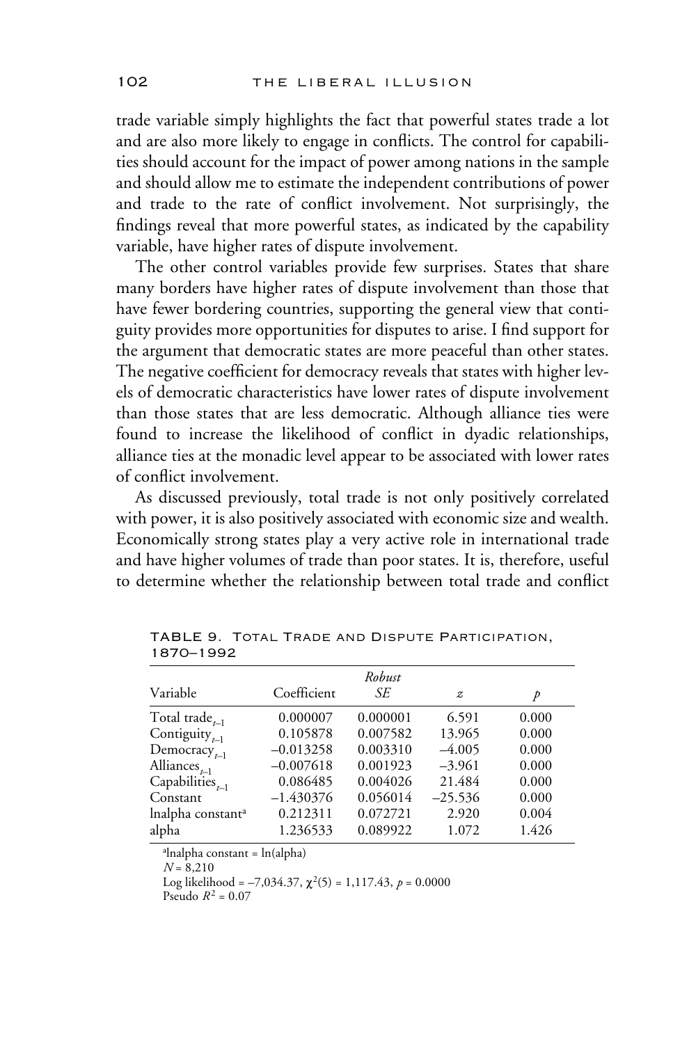trade variable simply highlights the fact that powerful states trade a lot and are also more likely to engage in conflicts. The control for capabilities should account for the impact of power among nations in the sample and should allow me to estimate the independent contributions of power and trade to the rate of conflict involvement. Not surprisingly, the findings reveal that more powerful states, as indicated by the capability variable, have higher rates of dispute involvement.

The other control variables provide few surprises. States that share many borders have higher rates of dispute involvement than those that have fewer bordering countries, supporting the general view that contiguity provides more opportunities for disputes to arise. I find support for the argument that democratic states are more peaceful than other states. The negative coefficient for democracy reveals that states with higher levels of democratic characteristics have lower rates of dispute involvement than those states that are less democratic. Although alliance ties were found to increase the likelihood of conflict in dyadic relationships, alliance ties at the monadic level appear to be associated with lower rates of conflict involvement.

As discussed previously, total trade is not only positively correlated with power, it is also positively associated with economic size and wealth. Economically strong states play a very active role in international trade and have higher volumes of trade than poor states. It is, therefore, useful to determine whether the relationship between total trade and conflict

TABLE 9. Total Trade and Dispute Participation, 1870–1992

| Variable | Coefficient | Robust *SE* | *z* | *p* |
|---|---|---|---|---|
| Total trade$_{t-1}$ | 0.000007 | 0.000001 | 6.591 | 0.000 |
| Contiguity$_{t-1}$ | 0.105878 | 0.007582 | 13.965 | 0.000 |
| Democracy$_{t-1}$ | −0.013258 | 0.003310 | −4.005 | 0.000 |
| Alliances$_{t-1}$ | −0.007618 | 0.001923 | −3.961 | 0.000 |
| Capabilities$_{t-1}$ | 0.086485 | 0.004026 | 21.484 | 0.000 |
| Constant | −1.430376 | 0.056014 | −25.536 | 0.000 |
| lnalpha constant[a] | 0.212311 | 0.072721 | 2.920 | 0.004 |
| alpha | 1.236533 | 0.089922 | 1.072 | 1.426 |

[a]lnalpha constant = ln(alpha)

$N = 8{,}210$

Log likelihood = −7,034.37, $\chi^2(5) = 1{,}117.43$, $p = 0.0000$

Pseudo $R^2 = 0.07$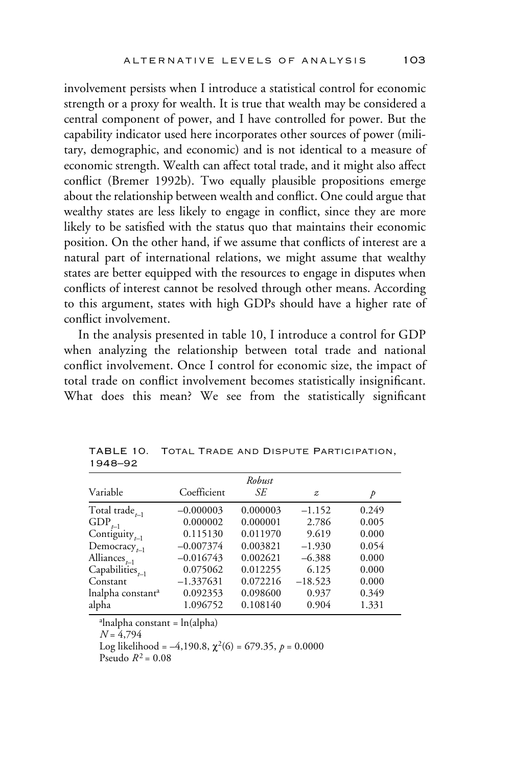involvement persists when I introduce a statistical control for economic strength or a proxy for wealth. It is true that wealth may be considered a central component of power, and I have controlled for power. But the capability indicator used here incorporates other sources of power (military, demographic, and economic) and is not identical to a measure of economic strength. Wealth can affect total trade, and it might also affect conflict (Bremer 1992b). Two equally plausible propositions emerge about the relationship between wealth and conflict. One could argue that wealthy states are less likely to engage in conflict, since they are more likely to be satisfied with the status quo that maintains their economic position. On the other hand, if we assume that conflicts of interest are a natural part of international relations, we might assume that wealthy states are better equipped with the resources to engage in disputes when conflicts of interest cannot be resolved through other means. According to this argument, states with high GDPs should have a higher rate of conflict involvement.

In the analysis presented in table 10, I introduce a control for GDP when analyzing the relationship between total trade and national conflict involvement. Once I control for economic size, the impact of total trade on conflict involvement becomes statistically insignificant. What does this mean? We see from the statistically significant

TABLE 10. Total Trade and Dispute Participation, 1948–92

| Variable | Coefficient | *Robust SE* | $z$ | $p$ |
|---|---|---|---|---|
| Total trade$_{t-1}$ | −0.000003 | 0.000003 | −1.152 | 0.249 |
| GDP$_{t-1}$ | 0.000002 | 0.000001 | 2.786 | 0.005 |
| Contiguity$_{t-1}$ | 0.115130 | 0.011970 | 9.619 | 0.000 |
| Democracy$_{t-1}$ | −0.007374 | 0.003821 | −1.930 | 0.054 |
| Alliances$_{t-1}$ | −0.016743 | 0.002621 | −6.388 | 0.000 |
| Capabilities$_{t-1}$ | 0.075062 | 0.012255 | 6.125 | 0.000 |
| Constant | −1.337631 | 0.072216 | −18.523 | 0.000 |
| lnalpha constant[a] | 0.092353 | 0.098600 | 0.937 | 0.349 |
| alpha | 1.096752 | 0.108140 | 0.904 | 1.331 |

[a]lnalpha constant = ln(alpha)

$N$ = 4,794

Log likelihood = –4,190.8, $\chi^2(6)$ = 679.35, $p$ = 0.0000

Pseudo $R^2$ = 0.08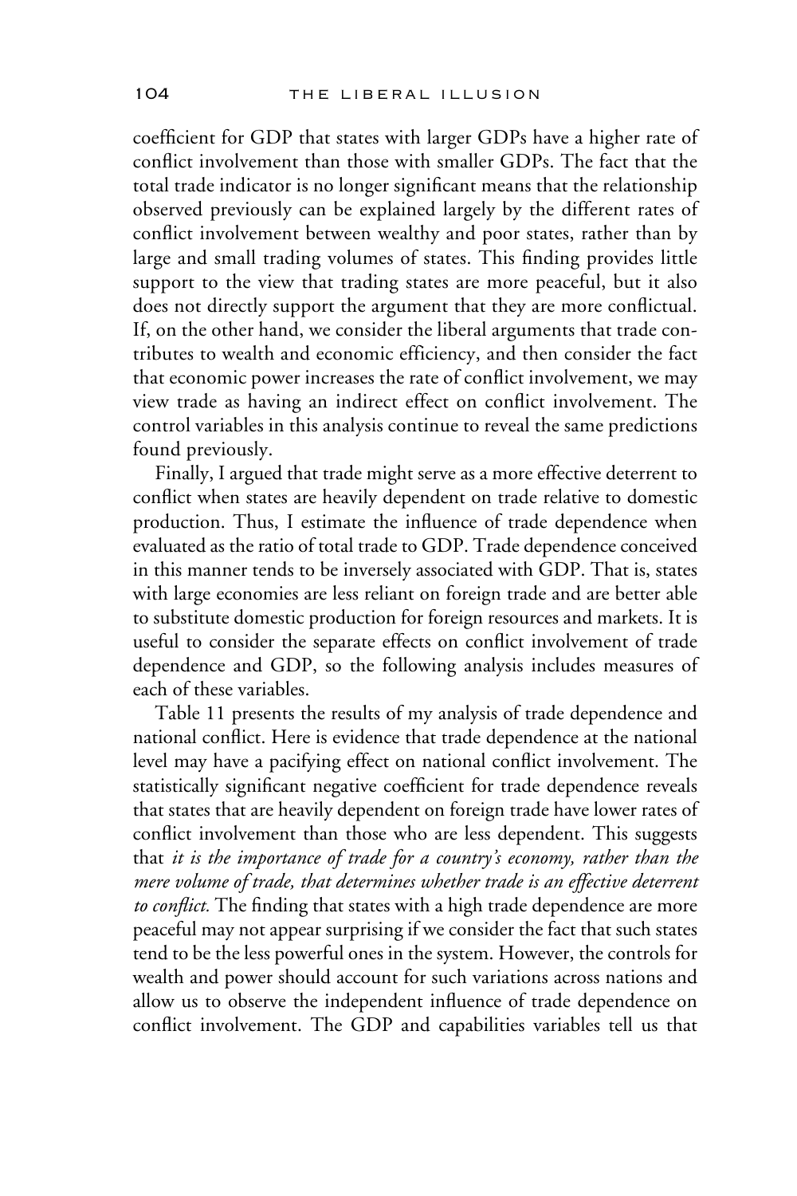coefficient for GDP that states with larger GDPs have a higher rate of conflict involvement than those with smaller GDPs. The fact that the total trade indicator is no longer significant means that the relationship observed previously can be explained largely by the different rates of conflict involvement between wealthy and poor states, rather than by large and small trading volumes of states. This finding provides little support to the view that trading states are more peaceful, but it also does not directly support the argument that they are more conflictual. If, on the other hand, we consider the liberal arguments that trade contributes to wealth and economic efficiency, and then consider the fact that economic power increases the rate of conflict involvement, we may view trade as having an indirect effect on conflict involvement. The control variables in this analysis continue to reveal the same predictions found previously.

Finally, I argued that trade might serve as a more effective deterrent to conflict when states are heavily dependent on trade relative to domestic production. Thus, I estimate the influence of trade dependence when evaluated as the ratio of total trade to GDP. Trade dependence conceived in this manner tends to be inversely associated with GDP. That is, states with large economies are less reliant on foreign trade and are better able to substitute domestic production for foreign resources and markets. It is useful to consider the separate effects on conflict involvement of trade dependence and GDP, so the following analysis includes measures of each of these variables.

Table 11 presents the results of my analysis of trade dependence and national conflict. Here is evidence that trade dependence at the national level may have a pacifying effect on national conflict involvement. The statistically significant negative coefficient for trade dependence reveals that states that are heavily dependent on foreign trade have lower rates of conflict involvement than those who are less dependent. This suggests that *it is the importance of trade for a country's economy, rather than the mere volume of trade, that determines whether trade is an effective deterrent to conflict.* The finding that states with a high trade dependence are more peaceful may not appear surprising if we consider the fact that such states tend to be the less powerful ones in the system. However, the controls for wealth and power should account for such variations across nations and allow us to observe the independent influence of trade dependence on conflict involvement. The GDP and capabilities variables tell us that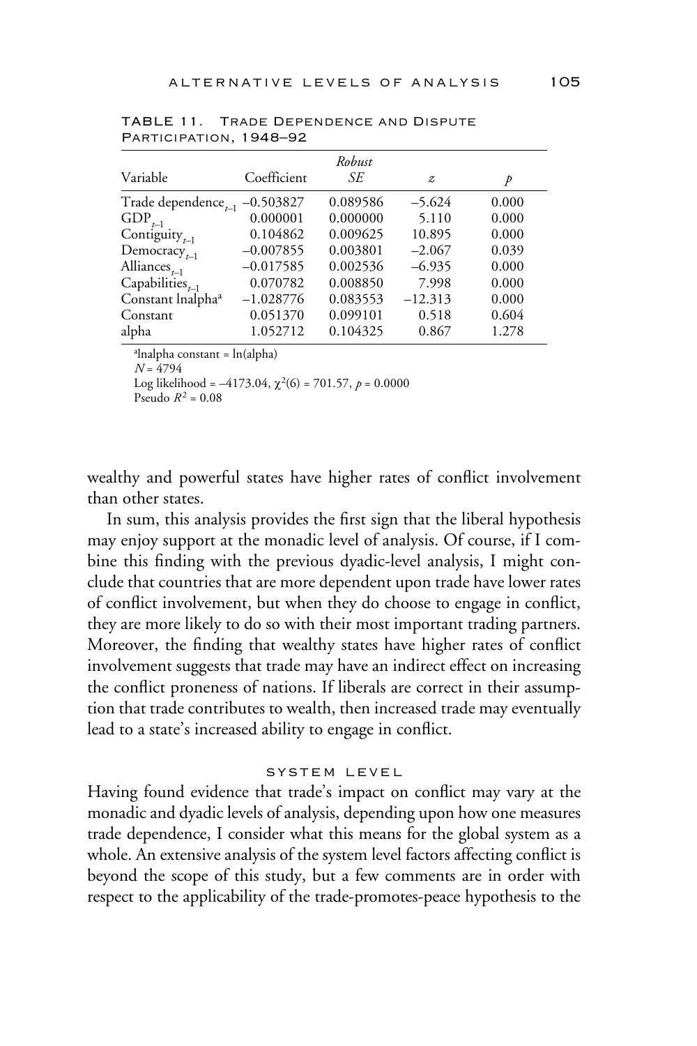TABLE 11. Trade Dependence and Dispute Participation, 1948–92

| Variable | Coefficient | Robust *SE* | *z* | *p* |
|---|---|---|---|---|
| Trade dependence$_{t-1}$ | −0.503827 | 0.089586 | −5.624 | 0.000 |
| GDP$_{t-1}$ | 0.000001 | 0.000000 | 5.110 | 0.000 |
| Contiguity$_{t-1}$ | 0.104862 | 0.009625 | 10.895 | 0.000 |
| Democracy$_{t-1}$ | −0.007855 | 0.003801 | −2.067 | 0.039 |
| Alliances$_{t-1}$ | −0.017585 | 0.002536 | −6.935 | 0.000 |
| Capabilities$_{t-1}$ | 0.070782 | 0.008850 | 7.998 | 0.000 |
| Constant lnalpha[a] | −1.028776 | 0.083553 | −12.313 | 0.000 |
| Constant | 0.051370 | 0.099101 | 0.518 | 0.604 |
| alpha | 1.052712 | 0.104325 | 0.867 | 1.278 |

[a]lnalpha constant = ln(alpha)
$N$ = 4794
Log likelihood = –4173.04, $\chi^2(6) = 701.57$, $p = 0.0000$
Pseudo $R^2 = 0.08$

wealthy and powerful states have higher rates of conflict involvement than other states.

In sum, this analysis provides the first sign that the liberal hypothesis may enjoy support at the monadic level of analysis. Of course, if I combine this finding with the previous dyadic-level analysis, I might conclude that countries that are more dependent upon trade have lower rates of conflict involvement, but when they do choose to engage in conflict, they are more likely to do so with their most important trading partners. Moreover, the finding that wealthy states have higher rates of conflict involvement suggests that trade may have an indirect effect on increasing the conflict proneness of nations. If liberals are correct in their assumption that trade contributes to wealth, then increased trade may eventually lead to a state's increased ability to engage in conflict.

### SYSTEM LEVEL

Having found evidence that trade's impact on conflict may vary at the monadic and dyadic levels of analysis, depending upon how one measures trade dependence, I consider what this means for the global system as a whole. An extensive analysis of the system level factors affecting conflict is beyond the scope of this study, but a few comments are in order with respect to the applicability of the trade-promotes-peace hypothesis to the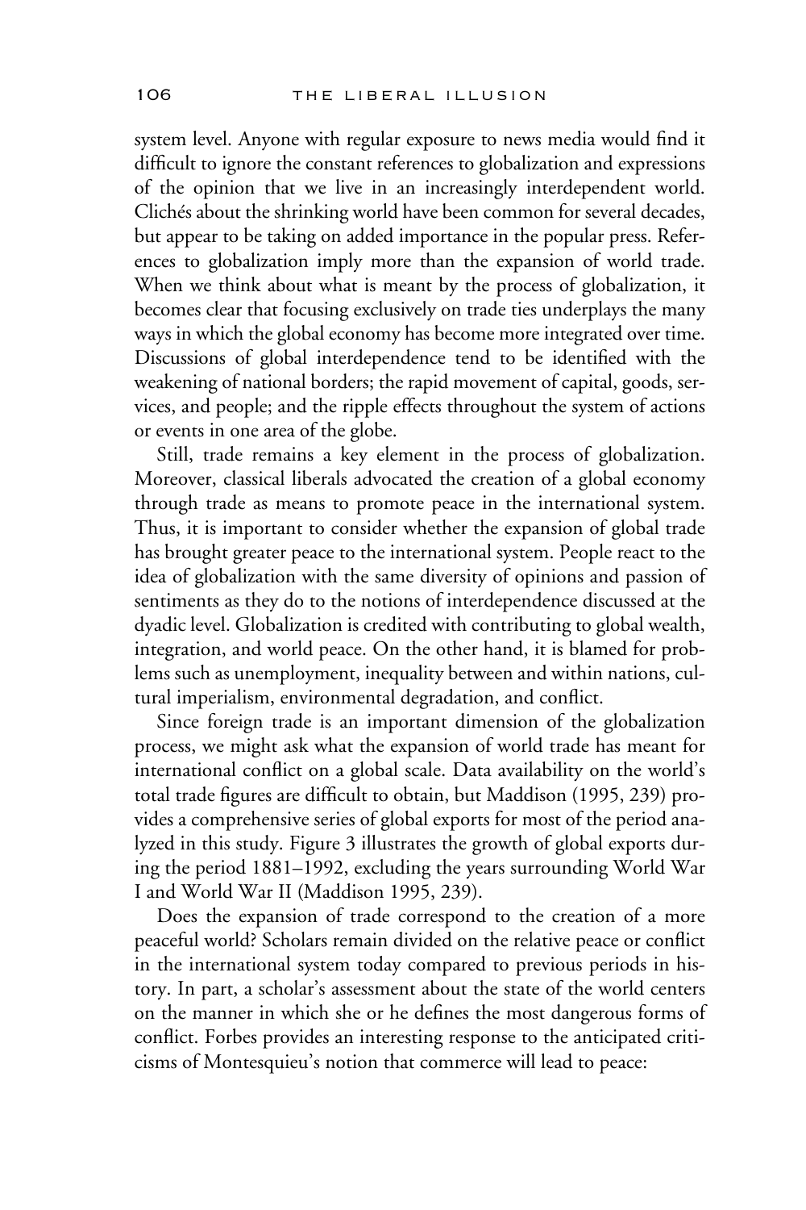system level. Anyone with regular exposure to news media would find it difficult to ignore the constant references to globalization and expressions of the opinion that we live in an increasingly interdependent world. Clichés about the shrinking world have been common for several decades, but appear to be taking on added importance in the popular press. References to globalization imply more than the expansion of world trade. When we think about what is meant by the process of globalization, it becomes clear that focusing exclusively on trade ties underplays the many ways in which the global economy has become more integrated over time. Discussions of global interdependence tend to be identified with the weakening of national borders; the rapid movement of capital, goods, services, and people; and the ripple effects throughout the system of actions or events in one area of the globe.

Still, trade remains a key element in the process of globalization. Moreover, classical liberals advocated the creation of a global economy through trade as means to promote peace in the international system. Thus, it is important to consider whether the expansion of global trade has brought greater peace to the international system. People react to the idea of globalization with the same diversity of opinions and passion of sentiments as they do to the notions of interdependence discussed at the dyadic level. Globalization is credited with contributing to global wealth, integration, and world peace. On the other hand, it is blamed for problems such as unemployment, inequality between and within nations, cultural imperialism, environmental degradation, and conflict.

Since foreign trade is an important dimension of the globalization process, we might ask what the expansion of world trade has meant for international conflict on a global scale. Data availability on the world's total trade figures are difficult to obtain, but Maddison (1995, 239) provides a comprehensive series of global exports for most of the period analyzed in this study. Figure 3 illustrates the growth of global exports during the period 1881–1992, excluding the years surrounding World War I and World War II (Maddison 1995, 239).

Does the expansion of trade correspond to the creation of a more peaceful world? Scholars remain divided on the relative peace or conflict in the international system today compared to previous periods in history. In part, a scholar's assessment about the state of the world centers on the manner in which she or he defines the most dangerous forms of conflict. Forbes provides an interesting response to the anticipated criticisms of Montesquieu's notion that commerce will lead to peace: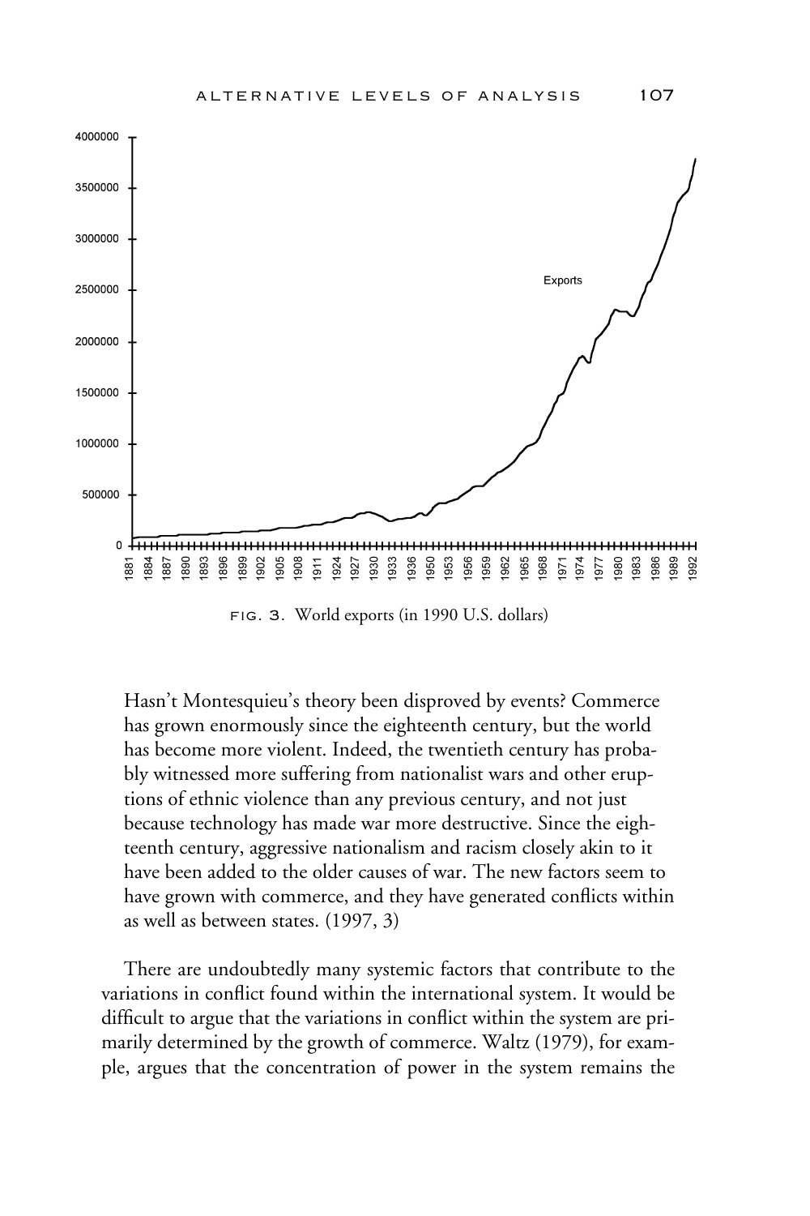FIG. 3. World exports (in 1990 U.S. dollars)

Hasn't Montesquieu's theory been disproved by events? Commerce has grown enormously since the eighteenth century, but the world has become more violent. Indeed, the twentieth century has probably witnessed more suffering from nationalist wars and other eruptions of ethnic violence than any previous century, and not just because technology has made war more destructive. Since the eighteenth century, aggressive nationalism and racism closely akin to it have been added to the older causes of war. The new factors seem to have grown with commerce, and they have generated conflicts within as well as between states. (1997, 3)

There are undoubtedly many systemic factors that contribute to the variations in conflict found within the international system. It would be difficult to argue that the variations in conflict within the system are primarily determined by the growth of commerce. Waltz (1979), for example, argues that the concentration of power in the system remains the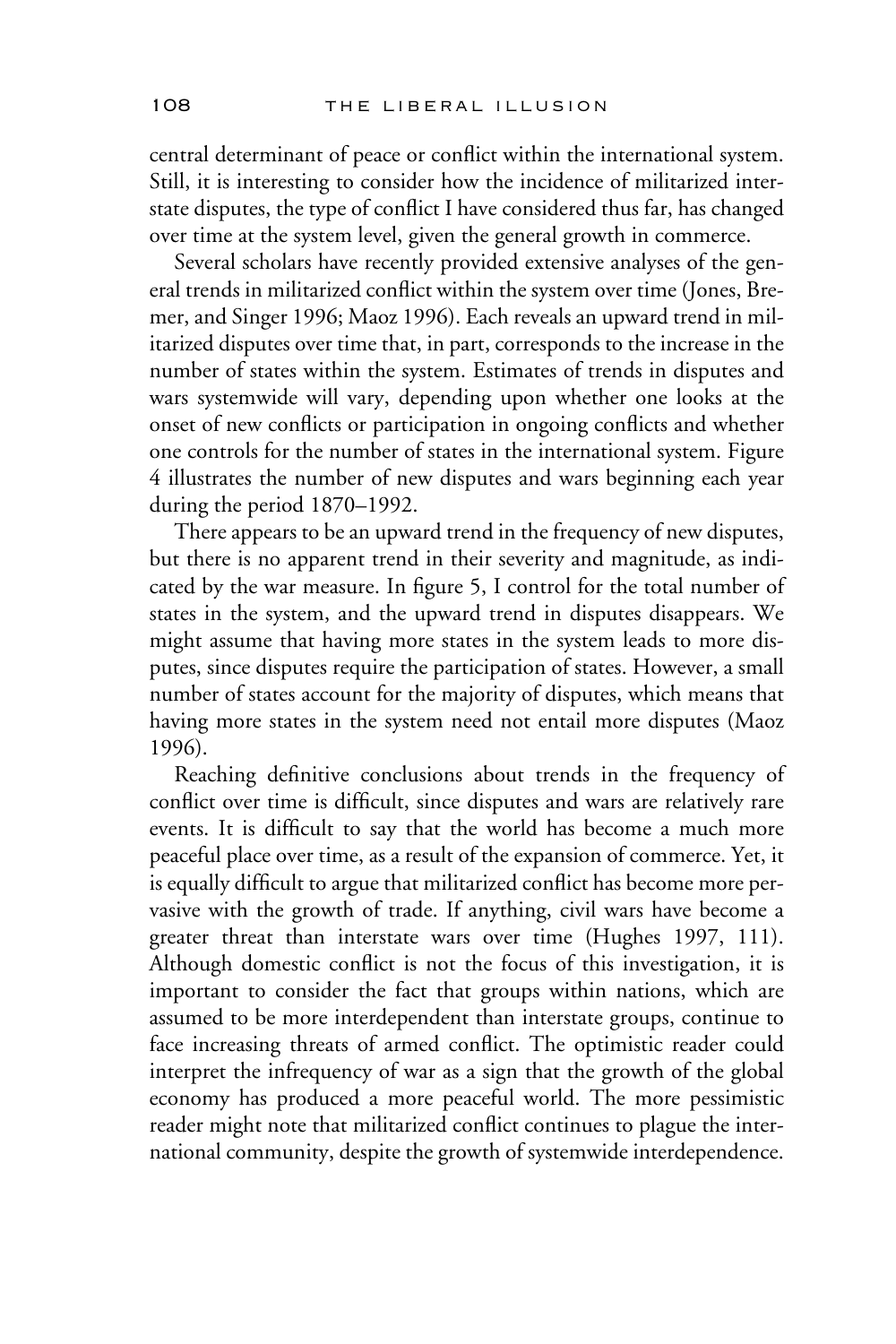central determinant of peace or conflict within the international system. Still, it is interesting to consider how the incidence of militarized interstate disputes, the type of conflict I have considered thus far, has changed over time at the system level, given the general growth in commerce.

Several scholars have recently provided extensive analyses of the general trends in militarized conflict within the system over time (Jones, Bremer, and Singer 1996; Maoz 1996). Each reveals an upward trend in militarized disputes over time that, in part, corresponds to the increase in the number of states within the system. Estimates of trends in disputes and wars systemwide will vary, depending upon whether one looks at the onset of new conflicts or participation in ongoing conflicts and whether one controls for the number of states in the international system. Figure 4 illustrates the number of new disputes and wars beginning each year during the period 1870–1992.

There appears to be an upward trend in the frequency of new disputes, but there is no apparent trend in their severity and magnitude, as indicated by the war measure. In figure 5, I control for the total number of states in the system, and the upward trend in disputes disappears. We might assume that having more states in the system leads to more disputes, since disputes require the participation of states. However, a small number of states account for the majority of disputes, which means that having more states in the system need not entail more disputes (Maoz 1996).

Reaching definitive conclusions about trends in the frequency of conflict over time is difficult, since disputes and wars are relatively rare events. It is difficult to say that the world has become a much more peaceful place over time, as a result of the expansion of commerce. Yet, it is equally difficult to argue that militarized conflict has become more pervasive with the growth of trade. If anything, civil wars have become a greater threat than interstate wars over time (Hughes 1997, 111). Although domestic conflict is not the focus of this investigation, it is important to consider the fact that groups within nations, which are assumed to be more interdependent than interstate groups, continue to face increasing threats of armed conflict. The optimistic reader could interpret the infrequency of war as a sign that the growth of the global economy has produced a more peaceful world. The more pessimistic reader might note that militarized conflict continues to plague the international community, despite the growth of systemwide interdependence.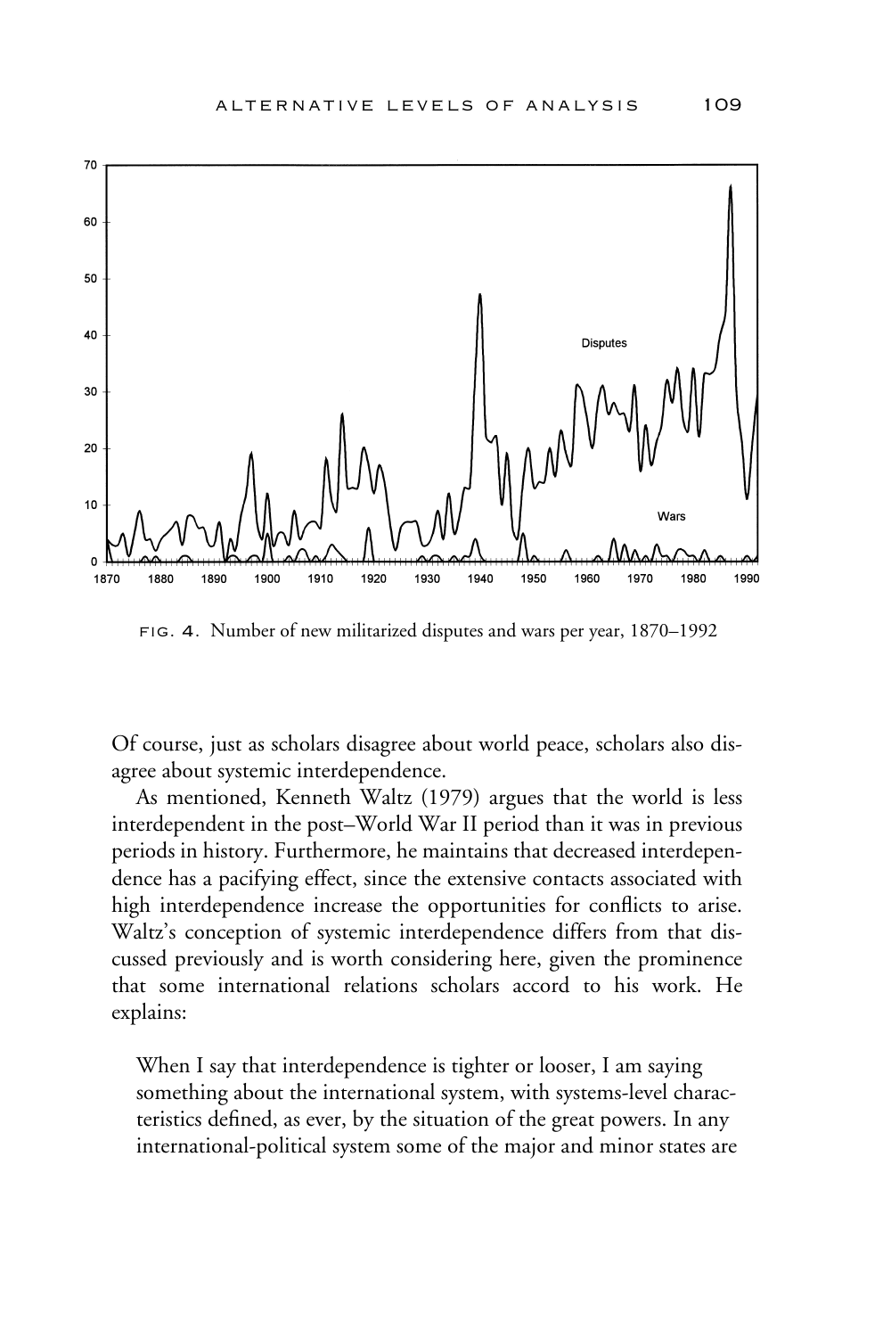FIG. 4. Number of new militarized disputes and wars per year, 1870–1992

Of course, just as scholars disagree about world peace, scholars also disagree about systemic interdependence.

As mentioned, Kenneth Waltz (1979) argues that the world is less interdependent in the post–World War II period than it was in previous periods in history. Furthermore, he maintains that decreased interdependence has a pacifying effect, since the extensive contacts associated with high interdependence increase the opportunities for conflicts to arise. Waltz's conception of systemic interdependence differs from that discussed previously and is worth considering here, given the prominence that some international relations scholars accord to his work. He explains:

> When I say that interdependence is tighter or looser, I am saying something about the international system, with systems-level characteristics defined, as ever, by the situation of the great powers. In any international-political system some of the major and minor states are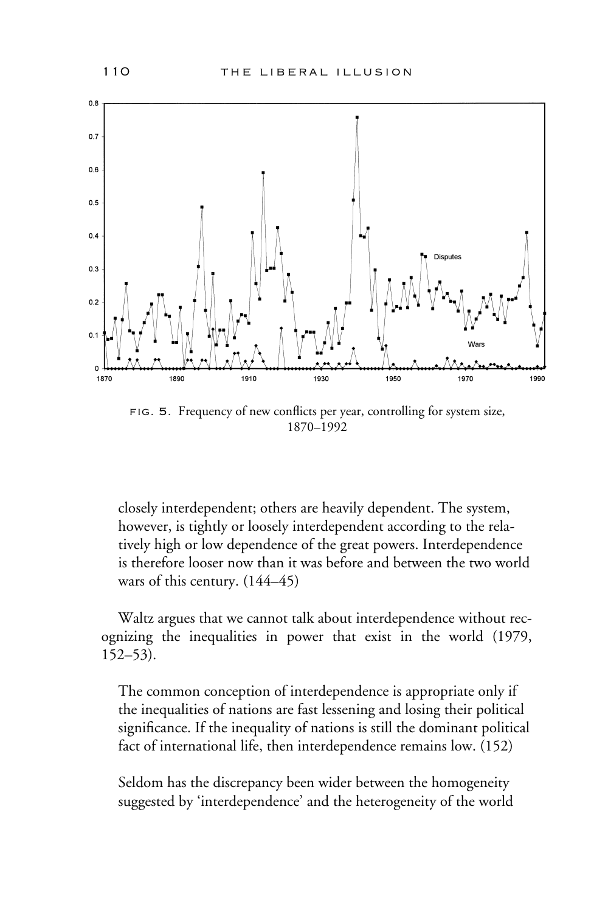FIG. 5. Frequency of new conflicts per year, controlling for system size, 1870–1992

closely interdependent; others are heavily dependent. The system, however, is tightly or loosely interdependent according to the relatively high or low dependence of the great powers. Interdependence is therefore looser now than it was before and between the two world wars of this century. (144–45)

Waltz argues that we cannot talk about interdependence without recognizing the inequalities in power that exist in the world (1979, 152–53).

> The common conception of interdependence is appropriate only if the inequalities of nations are fast lessening and losing their political significance. If the inequality of nations is still the dominant political fact of international life, then interdependence remains low. (152)

> Seldom has the discrepancy been wider between the homogeneity suggested by 'interdependence' and the heterogeneity of the world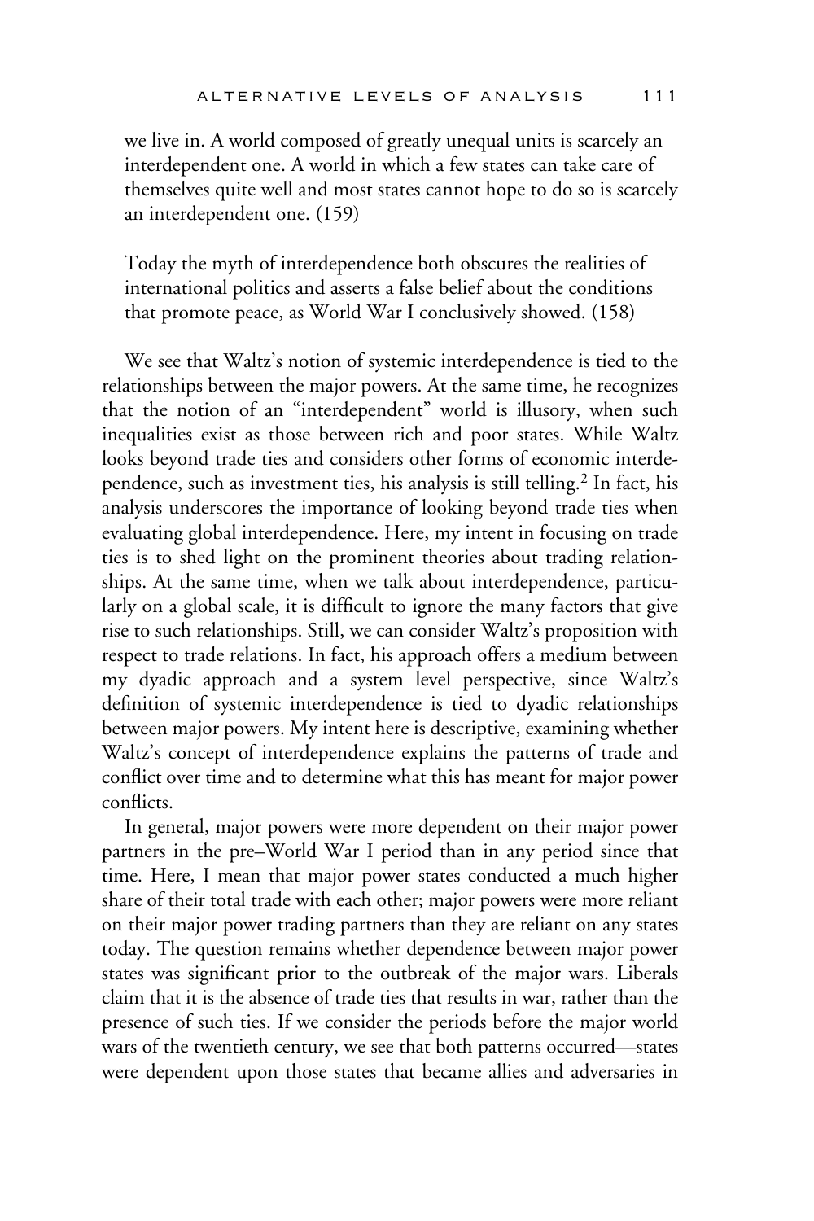> we live in. A world composed of greatly unequal units is scarcely an interdependent one. A world in which a few states can take care of themselves quite well and most states cannot hope to do so is scarcely an interdependent one. (159)

> Today the myth of interdependence both obscures the realities of international politics and asserts a false belief about the conditions that promote peace, as World War I conclusively showed. (158)

We see that Waltz's notion of systemic interdependence is tied to the relationships between the major powers. At the same time, he recognizes that the notion of an "interdependent" world is illusory, when such inequalities exist as those between rich and poor states. While Waltz looks beyond trade ties and considers other forms of economic interdependence, such as investment ties, his analysis is still telling.[2] In fact, his analysis underscores the importance of looking beyond trade ties when evaluating global interdependence. Here, my intent in focusing on trade ties is to shed light on the prominent theories about trading relationships. At the same time, when we talk about interdependence, particularly on a global scale, it is difficult to ignore the many factors that give rise to such relationships. Still, we can consider Waltz's proposition with respect to trade relations. In fact, his approach offers a medium between my dyadic approach and a system level perspective, since Waltz's definition of systemic interdependence is tied to dyadic relationships between major powers. My intent here is descriptive, examining whether Waltz's concept of interdependence explains the patterns of trade and conflict over time and to determine what this has meant for major power conflicts.

In general, major powers were more dependent on their major power partners in the pre–World War I period than in any period since that time. Here, I mean that major power states conducted a much higher share of their total trade with each other; major powers were more reliant on their major power trading partners than they are reliant on any states today. The question remains whether dependence between major power states was significant prior to the outbreak of the major wars. Liberals claim that it is the absence of trade ties that results in war, rather than the presence of such ties. If we consider the periods before the major world wars of the twentieth century, we see that both patterns occurred—states were dependent upon those states that became allies and adversaries in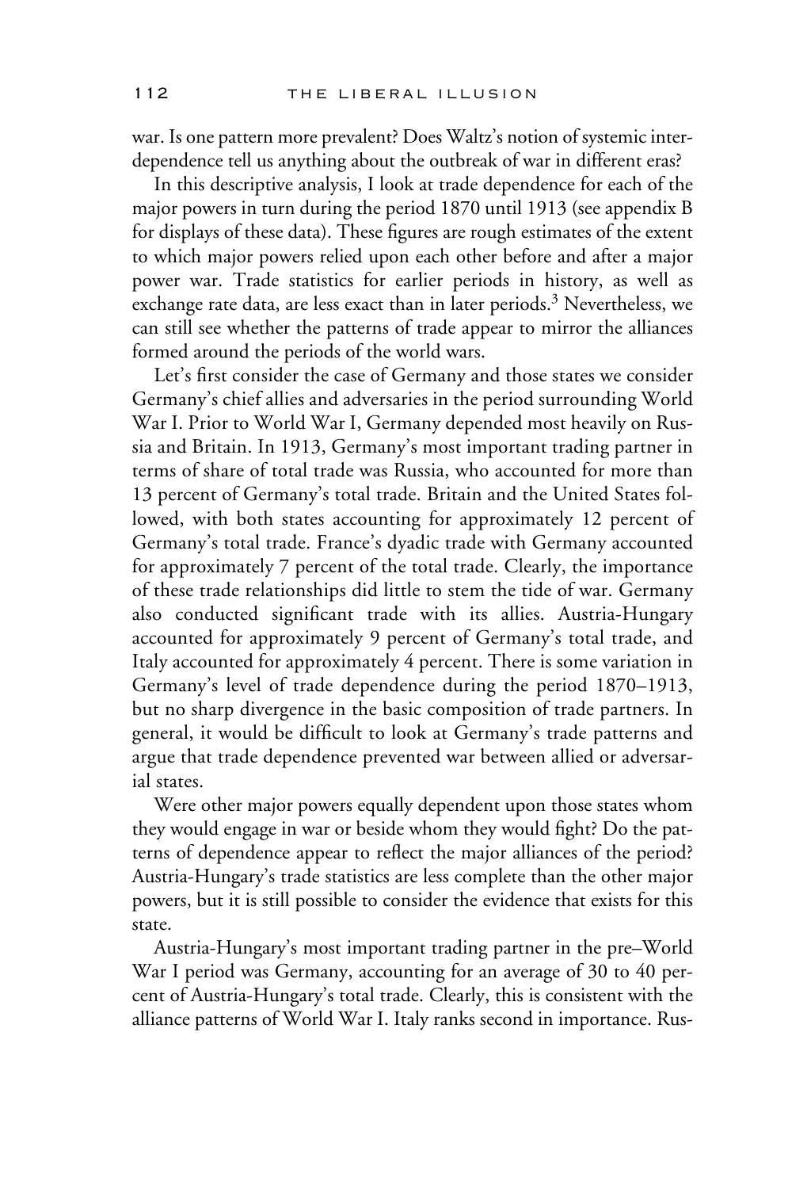war. Is one pattern more prevalent? Does Waltz's notion of systemic interdependence tell us anything about the outbreak of war in different eras?

In this descriptive analysis, I look at trade dependence for each of the major powers in turn during the period 1870 until 1913 (see appendix B for displays of these data). These figures are rough estimates of the extent to which major powers relied upon each other before and after a major power war. Trade statistics for earlier periods in history, as well as exchange rate data, are less exact than in later periods.[3] Nevertheless, we can still see whether the patterns of trade appear to mirror the alliances formed around the periods of the world wars.

Let's first consider the case of Germany and those states we consider Germany's chief allies and adversaries in the period surrounding World War I. Prior to World War I, Germany depended most heavily on Russia and Britain. In 1913, Germany's most important trading partner in terms of share of total trade was Russia, who accounted for more than 13 percent of Germany's total trade. Britain and the United States followed, with both states accounting for approximately 12 percent of Germany's total trade. France's dyadic trade with Germany accounted for approximately 7 percent of the total trade. Clearly, the importance of these trade relationships did little to stem the tide of war. Germany also conducted significant trade with its allies. Austria-Hungary accounted for approximately 9 percent of Germany's total trade, and Italy accounted for approximately 4 percent. There is some variation in Germany's level of trade dependence during the period 1870–1913, but no sharp divergence in the basic composition of trade partners. In general, it would be difficult to look at Germany's trade patterns and argue that trade dependence prevented war between allied or adversarial states.

Were other major powers equally dependent upon those states whom they would engage in war or beside whom they would fight? Do the patterns of dependence appear to reflect the major alliances of the period? Austria-Hungary's trade statistics are less complete than the other major powers, but it is still possible to consider the evidence that exists for this state.

Austria-Hungary's most important trading partner in the pre–World War I period was Germany, accounting for an average of 30 to 40 percent of Austria-Hungary's total trade. Clearly, this is consistent with the alliance patterns of World War I. Italy ranks second in importance. Rus-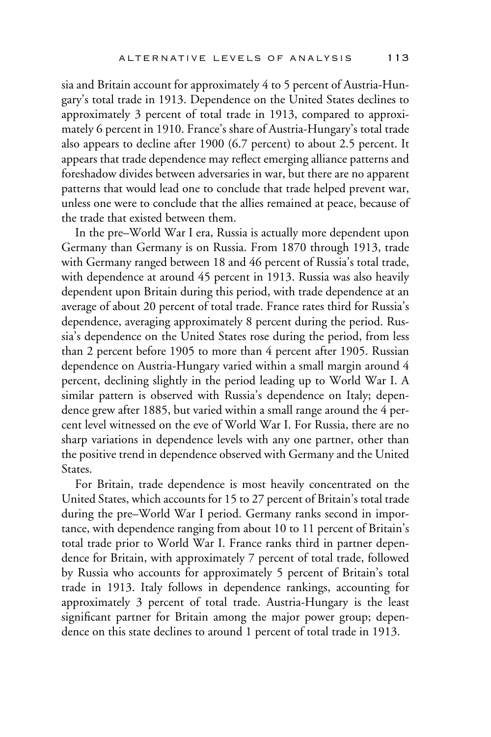sia and Britain account for approximately 4 to 5 percent of Austria-Hungary's total trade in 1913. Dependence on the United States declines to approximately 3 percent of total trade in 1913, compared to approximately 6 percent in 1910. France's share of Austria-Hungary's total trade also appears to decline after 1900 (6.7 percent) to about 2.5 percent. It appears that trade dependence may reflect emerging alliance patterns and foreshadow divides between adversaries in war, but there are no apparent patterns that would lead one to conclude that trade helped prevent war, unless one were to conclude that the allies remained at peace, because of the trade that existed between them.

In the pre–World War I era, Russia is actually more dependent upon Germany than Germany is on Russia. From 1870 through 1913, trade with Germany ranged between 18 and 46 percent of Russia's total trade, with dependence at around 45 percent in 1913. Russia was also heavily dependent upon Britain during this period, with trade dependence at an average of about 20 percent of total trade. France rates third for Russia's dependence, averaging approximately 8 percent during the period. Russia's dependence on the United States rose during the period, from less than 2 percent before 1905 to more than 4 percent after 1905. Russian dependence on Austria-Hungary varied within a small margin around 4 percent, declining slightly in the period leading up to World War I. A similar pattern is observed with Russia's dependence on Italy; dependence grew after 1885, but varied within a small range around the 4 percent level witnessed on the eve of World War I. For Russia, there are no sharp variations in dependence levels with any one partner, other than the positive trend in dependence observed with Germany and the United States.

For Britain, trade dependence is most heavily concentrated on the United States, which accounts for 15 to 27 percent of Britain's total trade during the pre–World War I period. Germany ranks second in importance, with dependence ranging from about 10 to 11 percent of Britain's total trade prior to World War I. France ranks third in partner dependence for Britain, with approximately 7 percent of total trade, followed by Russia who accounts for approximately 5 percent of Britain's total trade in 1913. Italy follows in dependence rankings, accounting for approximately 3 percent of total trade. Austria-Hungary is the least significant partner for Britain among the major power group; dependence on this state declines to around 1 percent of total trade in 1913.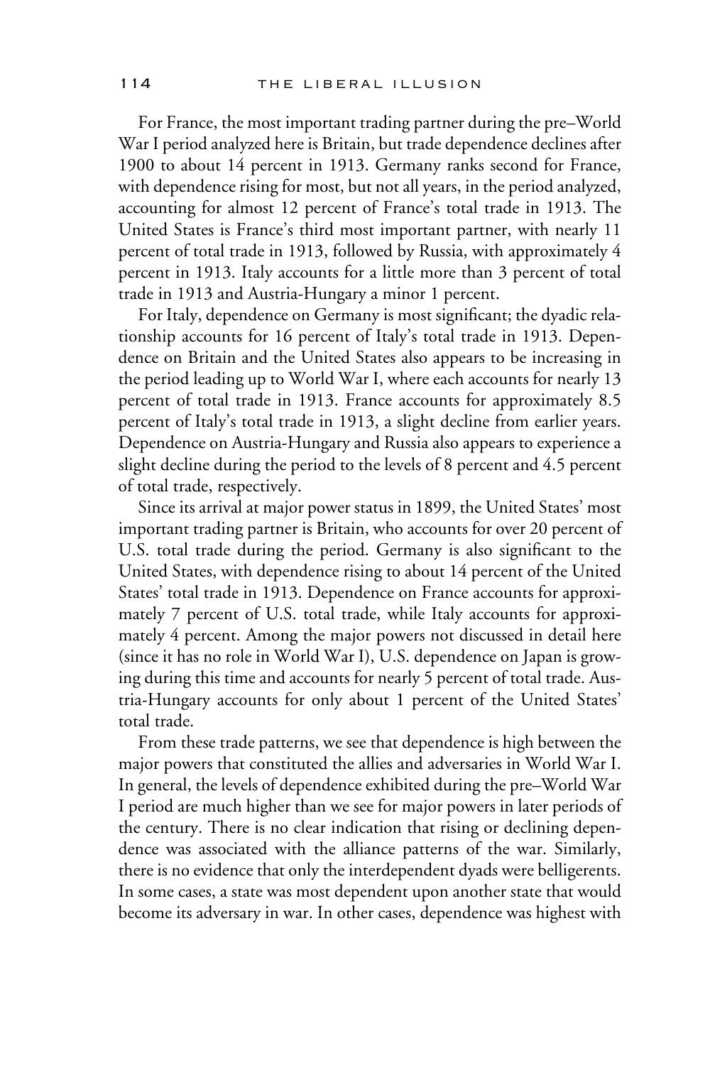For France, the most important trading partner during the pre–World War I period analyzed here is Britain, but trade dependence declines after 1900 to about 14 percent in 1913. Germany ranks second for France, with dependence rising for most, but not all years, in the period analyzed, accounting for almost 12 percent of France's total trade in 1913. The United States is France's third most important partner, with nearly 11 percent of total trade in 1913, followed by Russia, with approximately 4 percent in 1913. Italy accounts for a little more than 3 percent of total trade in 1913 and Austria-Hungary a minor 1 percent.

For Italy, dependence on Germany is most significant; the dyadic relationship accounts for 16 percent of Italy's total trade in 1913. Dependence on Britain and the United States also appears to be increasing in the period leading up to World War I, where each accounts for nearly 13 percent of total trade in 1913. France accounts for approximately 8.5 percent of Italy's total trade in 1913, a slight decline from earlier years. Dependence on Austria-Hungary and Russia also appears to experience a slight decline during the period to the levels of 8 percent and 4.5 percent of total trade, respectively.

Since its arrival at major power status in 1899, the United States' most important trading partner is Britain, who accounts for over 20 percent of U.S. total trade during the period. Germany is also significant to the United States, with dependence rising to about 14 percent of the United States' total trade in 1913. Dependence on France accounts for approximately 7 percent of U.S. total trade, while Italy accounts for approximately 4 percent. Among the major powers not discussed in detail here (since it has no role in World War I), U.S. dependence on Japan is growing during this time and accounts for nearly 5 percent of total trade. Austria-Hungary accounts for only about 1 percent of the United States' total trade.

From these trade patterns, we see that dependence is high between the major powers that constituted the allies and adversaries in World War I. In general, the levels of dependence exhibited during the pre–World War I period are much higher than we see for major powers in later periods of the century. There is no clear indication that rising or declining dependence was associated with the alliance patterns of the war. Similarly, there is no evidence that only the interdependent dyads were belligerents. In some cases, a state was most dependent upon another state that would become its adversary in war. In other cases, dependence was highest with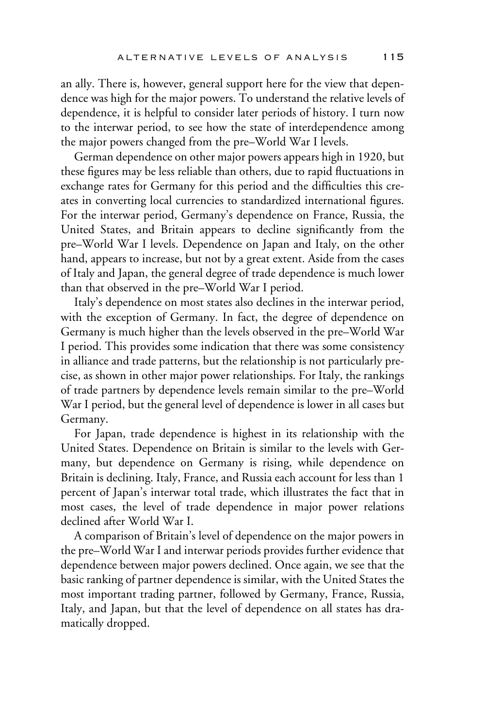an ally. There is, however, general support here for the view that dependence was high for the major powers. To understand the relative levels of dependence, it is helpful to consider later periods of history. I turn now to the interwar period, to see how the state of interdependence among the major powers changed from the pre–World War I levels.

German dependence on other major powers appears high in 1920, but these figures may be less reliable than others, due to rapid fluctuations in exchange rates for Germany for this period and the difficulties this creates in converting local currencies to standardized international figures. For the interwar period, Germany's dependence on France, Russia, the United States, and Britain appears to decline significantly from the pre–World War I levels. Dependence on Japan and Italy, on the other hand, appears to increase, but not by a great extent. Aside from the cases of Italy and Japan, the general degree of trade dependence is much lower than that observed in the pre–World War I period.

Italy's dependence on most states also declines in the interwar period, with the exception of Germany. In fact, the degree of dependence on Germany is much higher than the levels observed in the pre–World War I period. This provides some indication that there was some consistency in alliance and trade patterns, but the relationship is not particularly precise, as shown in other major power relationships. For Italy, the rankings of trade partners by dependence levels remain similar to the pre–World War I period, but the general level of dependence is lower in all cases but Germany.

For Japan, trade dependence is highest in its relationship with the United States. Dependence on Britain is similar to the levels with Germany, but dependence on Germany is rising, while dependence on Britain is declining. Italy, France, and Russia each account for less than 1 percent of Japan's interwar total trade, which illustrates the fact that in most cases, the level of trade dependence in major power relations declined after World War I.

A comparison of Britain's level of dependence on the major powers in the pre–World War I and interwar periods provides further evidence that dependence between major powers declined. Once again, we see that the basic ranking of partner dependence is similar, with the United States the most important trading partner, followed by Germany, France, Russia, Italy, and Japan, but that the level of dependence on all states has dramatically dropped.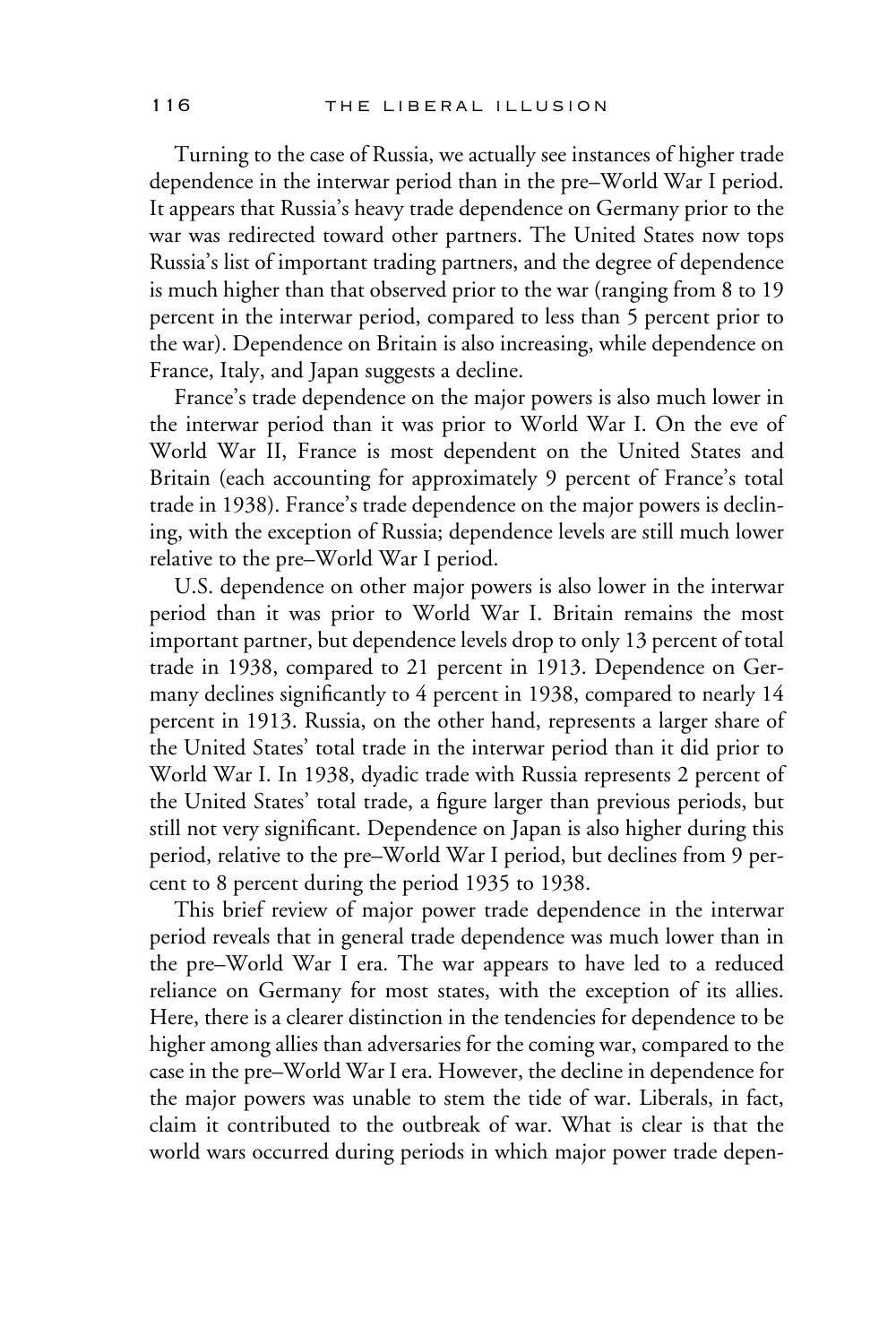Turning to the case of Russia, we actually see instances of higher trade dependence in the interwar period than in the pre–World War I period. It appears that Russia's heavy trade dependence on Germany prior to the war was redirected toward other partners. The United States now tops Russia's list of important trading partners, and the degree of dependence is much higher than that observed prior to the war (ranging from 8 to 19 percent in the interwar period, compared to less than 5 percent prior to the war). Dependence on Britain is also increasing, while dependence on France, Italy, and Japan suggests a decline.

France's trade dependence on the major powers is also much lower in the interwar period than it was prior to World War I. On the eve of World War II, France is most dependent on the United States and Britain (each accounting for approximately 9 percent of France's total trade in 1938). France's trade dependence on the major powers is declining, with the exception of Russia; dependence levels are still much lower relative to the pre–World War I period.

U.S. dependence on other major powers is also lower in the interwar period than it was prior to World War I. Britain remains the most important partner, but dependence levels drop to only 13 percent of total trade in 1938, compared to 21 percent in 1913. Dependence on Germany declines significantly to 4 percent in 1938, compared to nearly 14 percent in 1913. Russia, on the other hand, represents a larger share of the United States' total trade in the interwar period than it did prior to World War I. In 1938, dyadic trade with Russia represents 2 percent of the United States' total trade, a figure larger than previous periods, but still not very significant. Dependence on Japan is also higher during this period, relative to the pre–World War I period, but declines from 9 percent to 8 percent during the period 1935 to 1938.

This brief review of major power trade dependence in the interwar period reveals that in general trade dependence was much lower than in the pre–World War I era. The war appears to have led to a reduced reliance on Germany for most states, with the exception of its allies. Here, there is a clearer distinction in the tendencies for dependence to be higher among allies than adversaries for the coming war, compared to the case in the pre–World War I era. However, the decline in dependence for the major powers was unable to stem the tide of war. Liberals, in fact, claim it contributed to the outbreak of war. What is clear is that the world wars occurred during periods in which major power trade depen-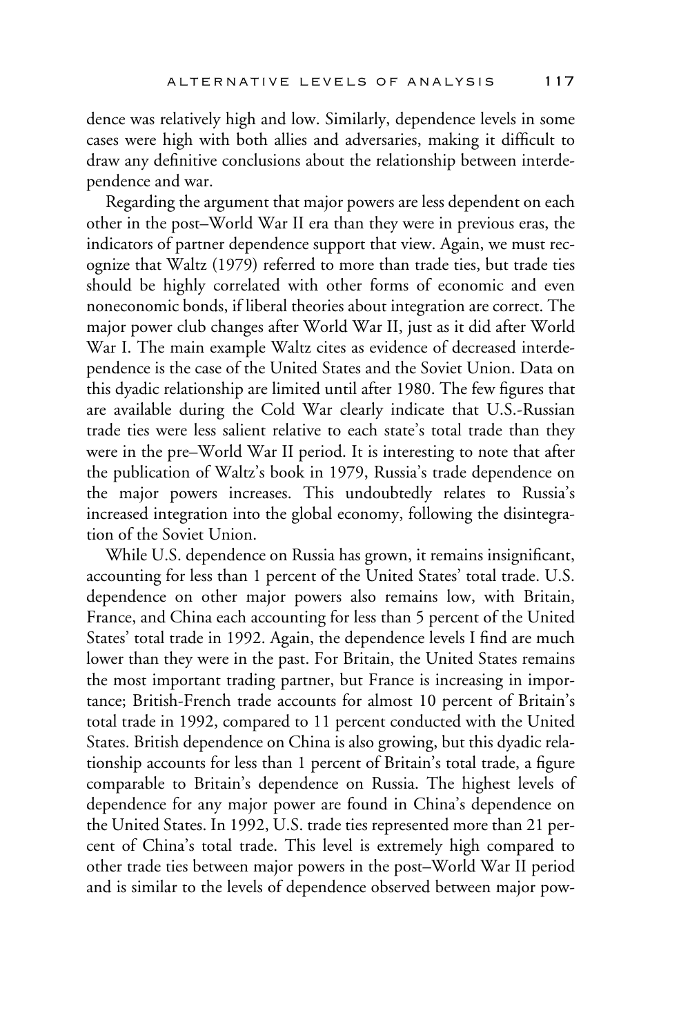dence was relatively high and low. Similarly, dependence levels in some cases were high with both allies and adversaries, making it difficult to draw any definitive conclusions about the relationship between interdependence and war.

Regarding the argument that major powers are less dependent on each other in the post–World War II era than they were in previous eras, the indicators of partner dependence support that view. Again, we must recognize that Waltz (1979) referred to more than trade ties, but trade ties should be highly correlated with other forms of economic and even noneconomic bonds, if liberal theories about integration are correct. The major power club changes after World War II, just as it did after World War I. The main example Waltz cites as evidence of decreased interdependence is the case of the United States and the Soviet Union. Data on this dyadic relationship are limited until after 1980. The few figures that are available during the Cold War clearly indicate that U.S.-Russian trade ties were less salient relative to each state's total trade than they were in the pre–World War II period. It is interesting to note that after the publication of Waltz's book in 1979, Russia's trade dependence on the major powers increases. This undoubtedly relates to Russia's increased integration into the global economy, following the disintegration of the Soviet Union.

While U.S. dependence on Russia has grown, it remains insignificant, accounting for less than 1 percent of the United States' total trade. U.S. dependence on other major powers also remains low, with Britain, France, and China each accounting for less than 5 percent of the United States' total trade in 1992. Again, the dependence levels I find are much lower than they were in the past. For Britain, the United States remains the most important trading partner, but France is increasing in importance; British-French trade accounts for almost 10 percent of Britain's total trade in 1992, compared to 11 percent conducted with the United States. British dependence on China is also growing, but this dyadic relationship accounts for less than 1 percent of Britain's total trade, a figure comparable to Britain's dependence on Russia. The highest levels of dependence for any major power are found in China's dependence on the United States. In 1992, U.S. trade ties represented more than 21 percent of China's total trade. This level is extremely high compared to other trade ties between major powers in the post–World War II period and is similar to the levels of dependence observed between major pow-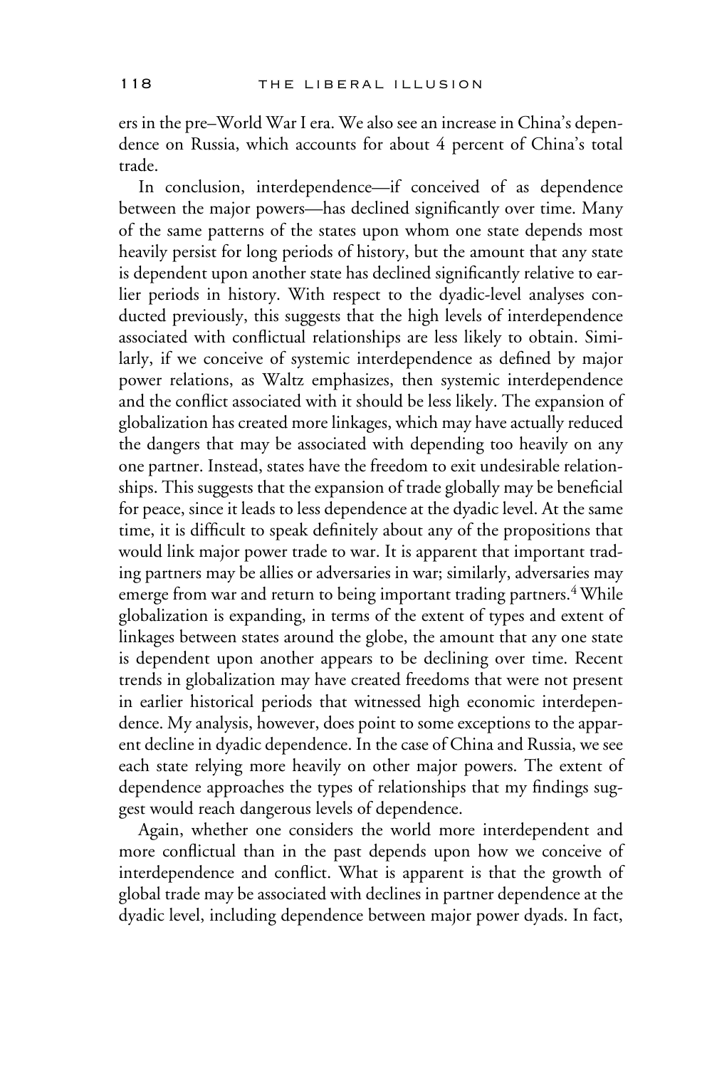ers in the pre–World War I era. We also see an increase in China's dependence on Russia, which accounts for about 4 percent of China's total trade.

In conclusion, interdependence—if conceived of as dependence between the major powers—has declined significantly over time. Many of the same patterns of the states upon whom one state depends most heavily persist for long periods of history, but the amount that any state is dependent upon another state has declined significantly relative to earlier periods in history. With respect to the dyadic-level analyses conducted previously, this suggests that the high levels of interdependence associated with conflictual relationships are less likely to obtain. Similarly, if we conceive of systemic interdependence as defined by major power relations, as Waltz emphasizes, then systemic interdependence and the conflict associated with it should be less likely. The expansion of globalization has created more linkages, which may have actually reduced the dangers that may be associated with depending too heavily on any one partner. Instead, states have the freedom to exit undesirable relationships. This suggests that the expansion of trade globally may be beneficial for peace, since it leads to less dependence at the dyadic level. At the same time, it is difficult to speak definitely about any of the propositions that would link major power trade to war. It is apparent that important trading partners may be allies or adversaries in war; similarly, adversaries may emerge from war and return to being important trading partners.[4] While globalization is expanding, in terms of the extent of types and extent of linkages between states around the globe, the amount that any one state is dependent upon another appears to be declining over time. Recent trends in globalization may have created freedoms that were not present in earlier historical periods that witnessed high economic interdependence. My analysis, however, does point to some exceptions to the apparent decline in dyadic dependence. In the case of China and Russia, we see each state relying more heavily on other major powers. The extent of dependence approaches the types of relationships that my findings suggest would reach dangerous levels of dependence.

Again, whether one considers the world more interdependent and more conflictual than in the past depends upon how we conceive of interdependence and conflict. What is apparent is that the growth of global trade may be associated with declines in partner dependence at the dyadic level, including dependence between major power dyads. In fact,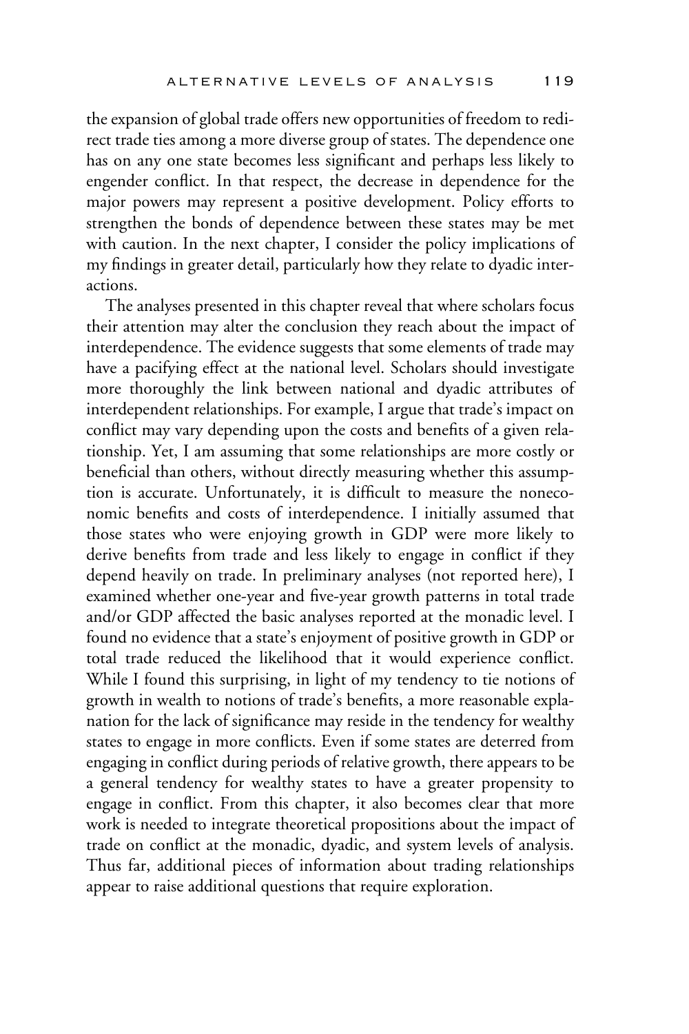the expansion of global trade offers new opportunities of freedom to redirect trade ties among a more diverse group of states. The dependence one has on any one state becomes less significant and perhaps less likely to engender conflict. In that respect, the decrease in dependence for the major powers may represent a positive development. Policy efforts to strengthen the bonds of dependence between these states may be met with caution. In the next chapter, I consider the policy implications of my findings in greater detail, particularly how they relate to dyadic interactions.

The analyses presented in this chapter reveal that where scholars focus their attention may alter the conclusion they reach about the impact of interdependence. The evidence suggests that some elements of trade may have a pacifying effect at the national level. Scholars should investigate more thoroughly the link between national and dyadic attributes of interdependent relationships. For example, I argue that trade's impact on conflict may vary depending upon the costs and benefits of a given relationship. Yet, I am assuming that some relationships are more costly or beneficial than others, without directly measuring whether this assumption is accurate. Unfortunately, it is difficult to measure the noneconomic benefits and costs of interdependence. I initially assumed that those states who were enjoying growth in GDP were more likely to derive benefits from trade and less likely to engage in conflict if they depend heavily on trade. In preliminary analyses (not reported here), I examined whether one-year and five-year growth patterns in total trade and/or GDP affected the basic analyses reported at the monadic level. I found no evidence that a state's enjoyment of positive growth in GDP or total trade reduced the likelihood that it would experience conflict. While I found this surprising, in light of my tendency to tie notions of growth in wealth to notions of trade's benefits, a more reasonable explanation for the lack of significance may reside in the tendency for wealthy states to engage in more conflicts. Even if some states are deterred from engaging in conflict during periods of relative growth, there appears to be a general tendency for wealthy states to have a greater propensity to engage in conflict. From this chapter, it also becomes clear that more work is needed to integrate theoretical propositions about the impact of trade on conflict at the monadic, dyadic, and system levels of analysis. Thus far, additional pieces of information about trading relationships appear to raise additional questions that require exploration.